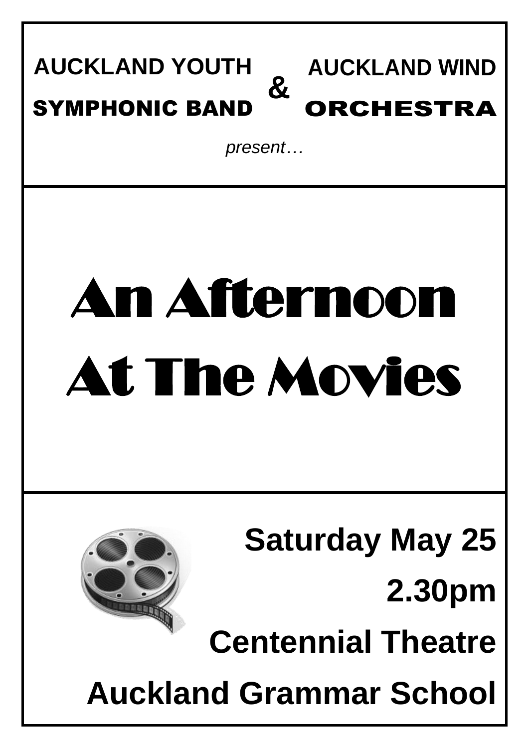**AUCKLAND YOUTH SYMPHONIC BAND** & **AUCKLAND WIND ORCHESTRA**

*present…*

# An Afternoon At The Movies

**Saturday May 25**

**2.30pm**

**Centennial Theatre**

**Auckland Grammar School**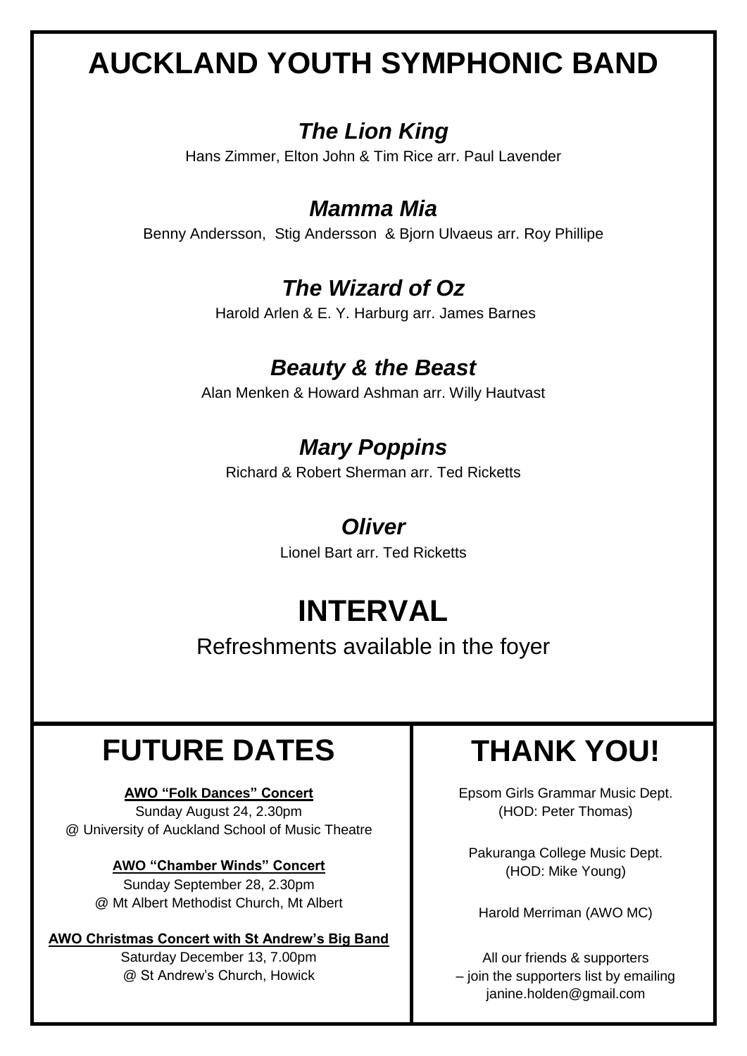# AUCKLAND YOUTH SYMPHONIC BAND

### *The Lion King*

Hans Zimmer, Elton John & Tim Rice arr. Paul Lavender

### *Mamma Mia*

Benny Andersson, Stig Andersson & Bjorn Ulvaeus arr. Roy Phillipe

### *The Wizard of Oz*

Harold Arlen & E. Y. Harburg arr. James Barnes

### *Beauty & the Beast*

Alan Menken & Howard Ashman arr. Willy Hautvast

### *Mary Poppins*

Richard & Robert Sherman arr. Ted Ricketts

### *Oliver*

Lionel Bart arr. Ted Ricketts

## INTERVAL

Refreshments available in the foyer

## FUTURE DATES

**AWO "Folk Dances" Concert**
Sunday August 24, 2.30pm
@ University of Auckland School of Music Theatre

**AWO "Chamber Winds" Concert**
Sunday September 28, 2.30pm
@ Mt Albert Methodist Church, Mt Albert

**AWO Christmas Concert with St Andrew's Big Band**
Saturday December 13, 7.00pm
@ St Andrew's Church, Howick

## THANK YOU!

Epsom Girls Grammar Music Dept.
(HOD: Peter Thomas)

Pakuranga College Music Dept.
(HOD: Mike Young)

Harold Merriman (AWO MC)

All our friends & supporters
– join the supporters list by emailing
janine.holden@gmail.com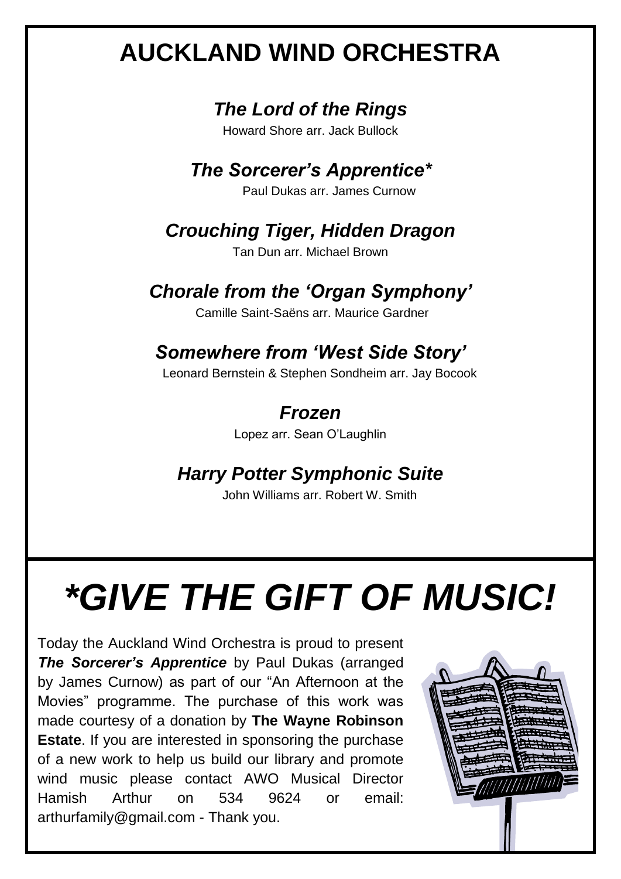# AUCKLAND WIND ORCHESTRA

### *The Lord of the Rings*

Howard Shore arr. Jack Bullock

### *The Sorcerer's Apprentice**

Paul Dukas arr. James Curnow

### *Crouching Tiger, Hidden Dragon*

Tan Dun arr. Michael Brown

### *Chorale from the 'Organ Symphony'*

Camille Saint-Saëns arr. Maurice Gardner

### *Somewhere from 'West Side Story'*

Leonard Bernstein & Stephen Sondheim arr. Jay Bocook

### *Frozen*

Lopez arr. Sean O'Laughlin

### *Harry Potter Symphonic Suite*

John Williams arr. Robert W. Smith

# *\*GIVE THE GIFT OF MUSIC!*

Today the Auckland Wind Orchestra is proud to present ***The Sorcerer's Apprentice*** by Paul Dukas (arranged by James Curnow) as part of our "An Afternoon at the Movies" programme. The purchase of this work was made courtesy of a donation by **The Wayne Robinson Estate**. If you are interested in sponsoring the purchase of a new work to help us build our library and promote wind music please contact AWO Musical Director Hamish Arthur on 534 9624 or email: arthurfamily@gmail.com - Thank you.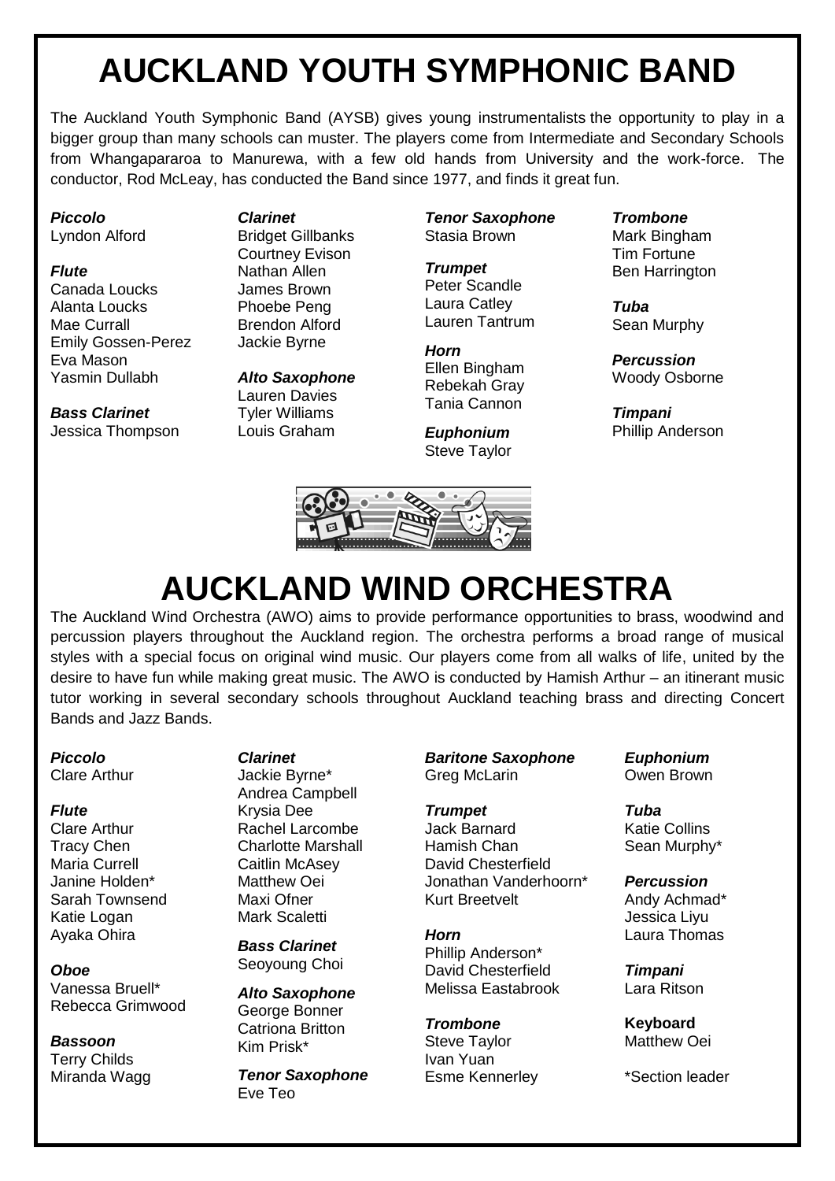# AUCKLAND YOUTH SYMPHONIC BAND

The Auckland Youth Symphonic Band (AYSB) gives young instrumentalists the opportunity to play in a bigger group than many schools can muster. The players come from Intermediate and Secondary Schools from Whangaparaoa to Manurewa, with a few old hands from University and the work-force. The conductor, Rod McLeay, has conducted the Band since 1977, and finds it great fun.

***Piccolo***
Lyndon Alford

***Flute***
Canada Loucks
Alanta Loucks
Mae Currall
Emily Gossen-Perez
Eva Mason
Yasmin Dullabh

***Bass Clarinet***
Jessica Thompson

***Clarinet***
Bridget Gillbanks
Courtney Evison
Nathan Allen
James Brown
Phoebe Peng
Brendon Alford
Jackie Byrne

***Alto Saxophone***
Lauren Davies
Tyler Williams
Louis Graham

***Tenor Saxophone***
Stasia Brown

***Trumpet***
Peter Scandle
Laura Catley
Lauren Tantrum

***Horn***
Ellen Bingham
Rebekah Gray
Tania Cannon

***Euphonium***
Steve Taylor

***Trombone***
Mark Bingham
Tim Fortune
Ben Harrington

***Tuba***
Sean Murphy

***Percussion***
Woody Osborne

***Timpani***
Phillip Anderson

# AUCKLAND WIND ORCHESTRA

The Auckland Wind Orchestra (AWO) aims to provide performance opportunities to brass, woodwind and percussion players throughout the Auckland region. The orchestra performs a broad range of musical styles with a special focus on original wind music. Our players come from all walks of life, united by the desire to have fun while making great music. The AWO is conducted by Hamish Arthur – an itinerant music tutor working in several secondary schools throughout Auckland teaching brass and directing Concert Bands and Jazz Bands.

***Piccolo***
Clare Arthur

***Flute***
Clare Arthur
Tracy Chen
Maria Currell
Janine Holden*
Sarah Townsend
Katie Logan
Ayaka Ohira

***Oboe***
Vanessa Bruell*
Rebecca Grimwood

***Bassoon***
Terry Childs
Miranda Wagg

***Clarinet***
Jackie Byrne*
Andrea Campbell
Krysia Dee
Rachel Larcombe
Charlotte Marshall
Caitlin McAsey
Matthew Oei
Maxi Ofner
Mark Scaletti

***Bass Clarinet***
Seoyoung Choi

***Alto Saxophone***
George Bonner
Catriona Britton
Kim Prisk*

***Tenor Saxophone***
Eve Teo

***Baritone Saxophone***
Greg McLarin

***Trumpet***
Jack Barnard
Hamish Chan
David Chesterfield
Jonathan Vanderhoorn*
Kurt Breetvelt

***Horn***
Phillip Anderson*
David Chesterfield
Melissa Eastabrook

***Trombone***
Steve Taylor
Ivan Yuan
Esme Kennerley

***Euphonium***
Owen Brown

***Tuba***
Katie Collins
Sean Murphy*

***Percussion***
Andy Achmad*
Jessica Liyu
Laura Thomas

***Timpani***
Lara Ritson

**Keyboard**
Matthew Oei

*Section leader